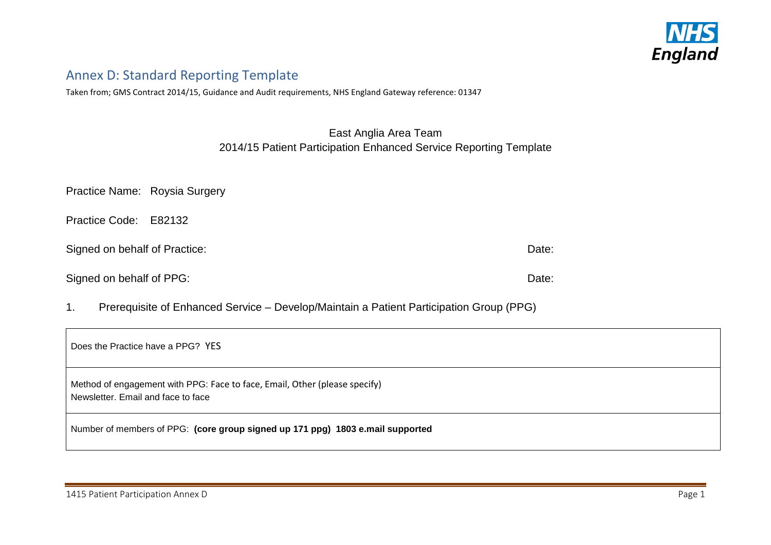## Annex D: Standard Reporting Template

Taken from; GMS Contract 2014/15, Guidance and Audit requirements, NHS England Gateway reference: 01347

East Anglia Area Team
2014/15 Patient Participation Enhanced Service Reporting Template

Practice Name: Roysia Surgery

Practice Code: E82132

Signed on behalf of Practice: Date:

Signed on behalf of PPG: Date:

1. Prerequisite of Enhanced Service – Develop/Maintain a Patient Participation Group (PPG)

| |
|---|
| Does the Practice have a PPG? YES |
| Method of engagement with PPG: Face to face, Email, Other (please specify)<br>Newsletter. Email and face to face |
| Number of members of PPG: **(core group signed up 171 ppg) 1803 e.mail supported** |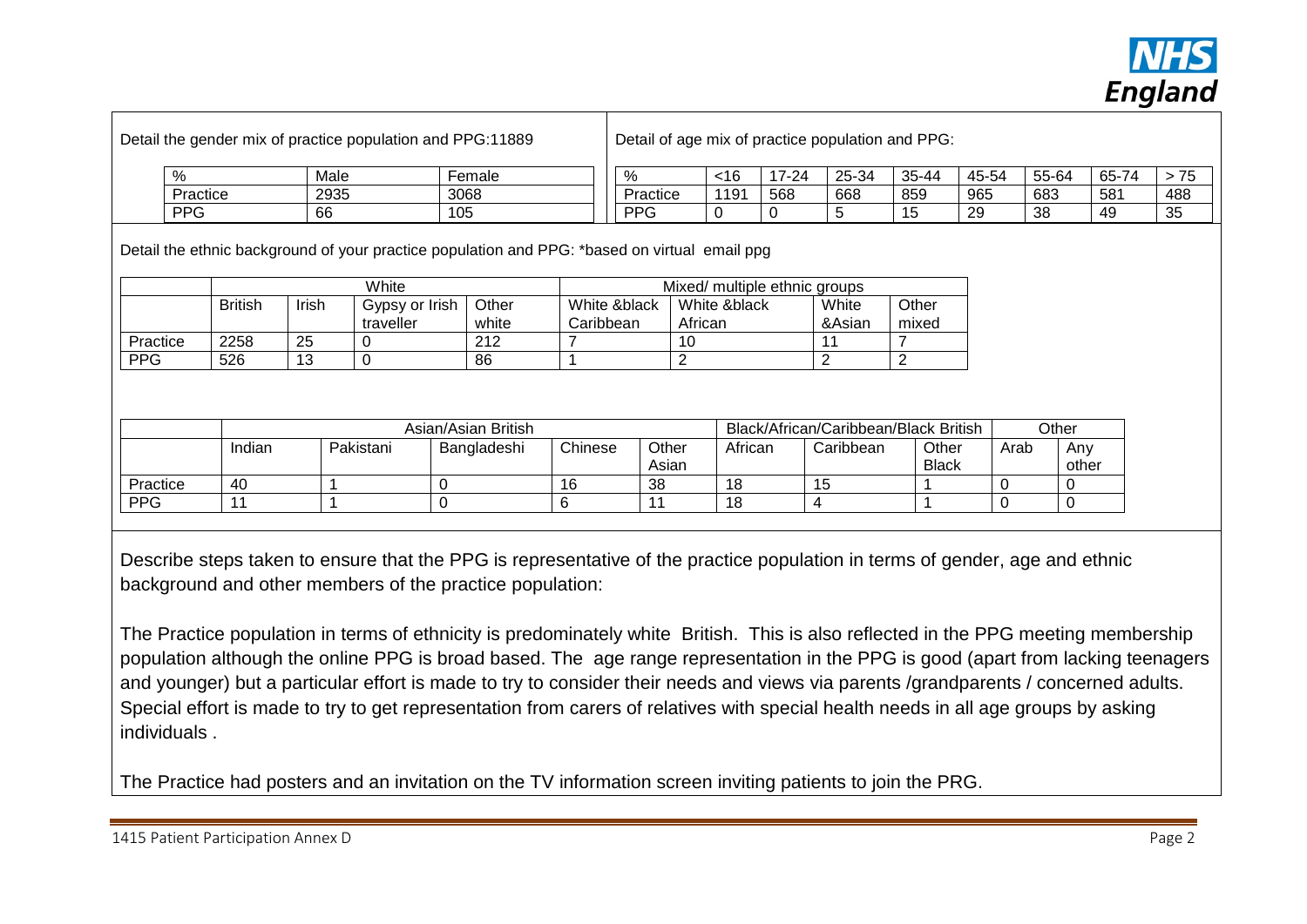Detail the gender mix of practice population and PPG:11889

| % | Male | Female |
|---|---|---|
| Practice | 2935 | 3068 |
| PPG | 66 | 105 |

Detail of age mix of practice population and PPG:

| % | <16 | 17-24 | 25-34 | 35-44 | 45-54 | 55-64 | 65-74 | > 75 |
|---|---|---|---|---|---|---|---|---|
| Practice | 1191 | 568 | 668 | 859 | 965 | 683 | 581 | 488 |
| PPG | 0 | 0 | 5 | 15 | 29 | 38 | 49 | 35 |

Detail the ethnic background of your practice population and PPG: *based on virtual email ppg

| | White | | | | Mixed/ multiple ethnic groups | | | |
|---|---|---|---|---|---|---|---|---|
| | British | Irish | Gypsy or Irish traveller | Other white | White &black Caribbean | White &black African | White &Asian | Other mixed |
| Practice | 2258 | 25 | 0 | 212 | 7 | 10 | 11 | 7 |
| PPG | 526 | 13 | 0 | 86 | 1 | 2 | 2 | 2 |

| | Asian/Asian British | | | | | Black/African/Caribbean/Black British | | | Other | |
|---|---|---|---|---|---|---|---|---|---|---|
| | Indian | Pakistani | Bangladeshi | Chinese | Other Asian | African | Caribbean | Other Black | Arab | Any other |
| Practice | 40 | 1 | 0 | 16 | 38 | 18 | 15 | 1 | 0 | 0 |
| PPG | 11 | 1 | 0 | 6 | 11 | 18 | 4 | 1 | 0 | 0 |

Describe steps taken to ensure that the PPG is representative of the practice population in terms of gender, age and ethnic background and other members of the practice population:

The Practice population in terms of ethnicity is predominately white British. This is also reflected in the PPG meeting membership population although the online PPG is broad based. The age range representation in the PPG is good (apart from lacking teenagers and younger) but a particular effort is made to try to consider their needs and views via parents /grandparents / concerned adults. Special effort is made to try to get representation from carers of relatives with special health needs in all age groups by asking individuals .

The Practice had posters and an invitation on the TV information screen inviting patients to join the PRG.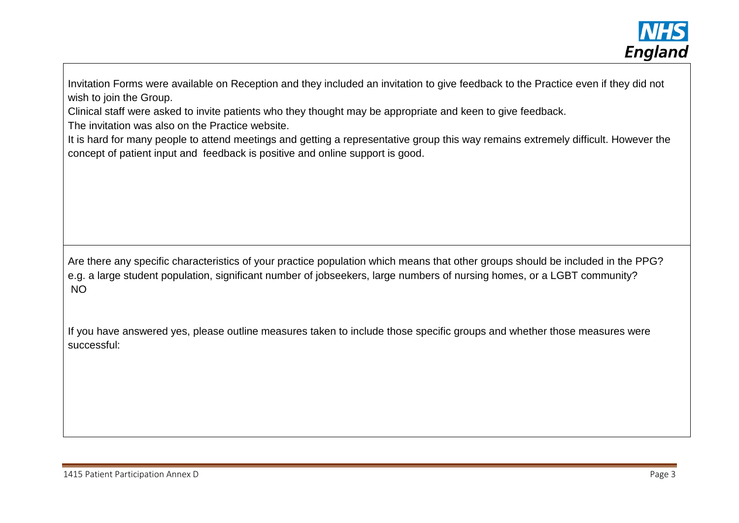Invitation Forms were available on Reception and they included an invitation to give feedback to the Practice even if they did not wish to join the Group.

Clinical staff were asked to invite patients who they thought may be appropriate and keen to give feedback.

The invitation was also on the Practice website.

It is hard for many people to attend meetings and getting a representative group this way remains extremely difficult. However the concept of patient input and feedback is positive and online support is good.

Are there any specific characteristics of your practice population which means that other groups should be included in the PPG? e.g. a large student population, significant number of jobseekers, large numbers of nursing homes, or a LGBT community?

NO

If you have answered yes, please outline measures taken to include those specific groups and whether those measures were successful: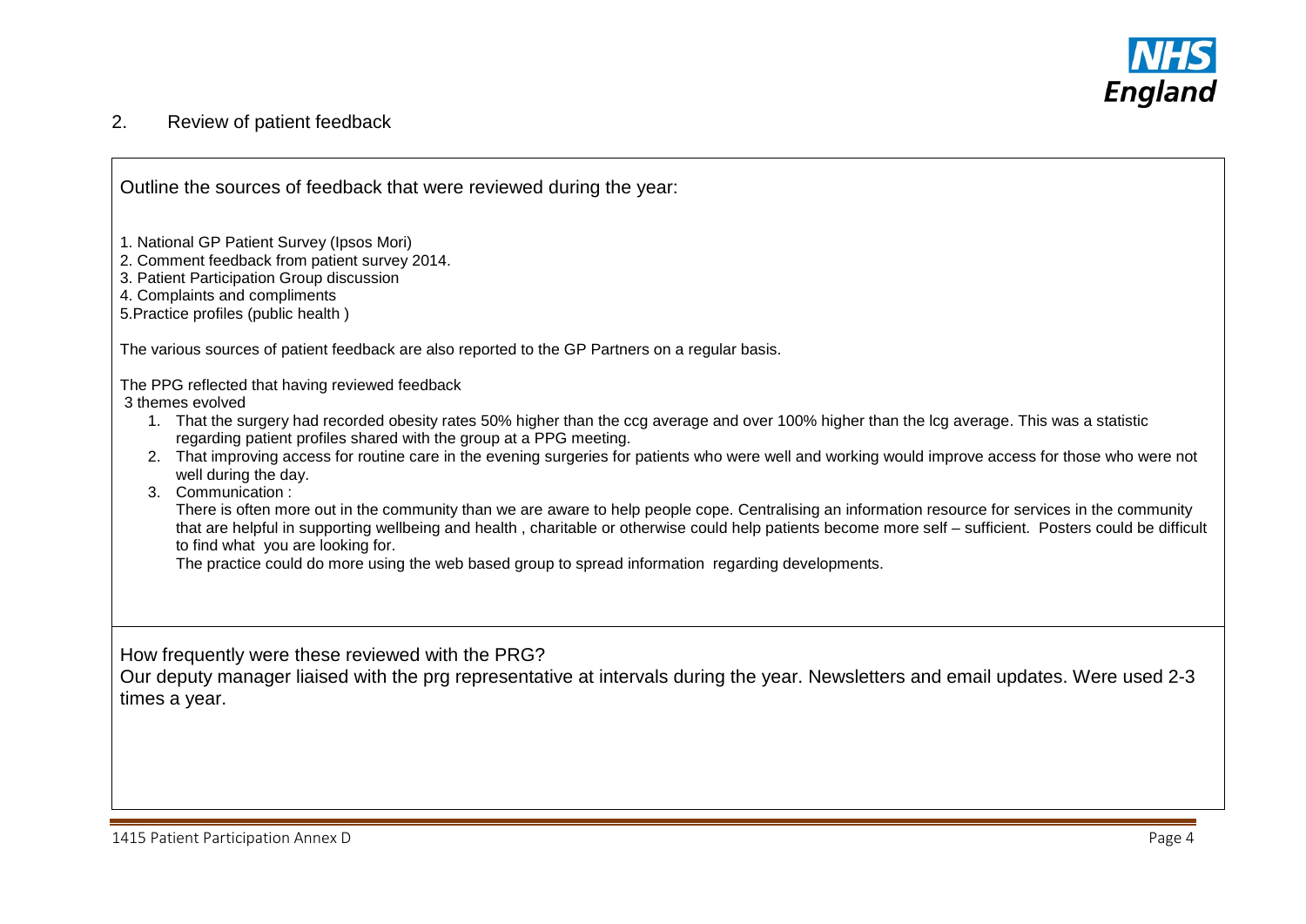## 2. Review of patient feedback

Outline the sources of feedback that were reviewed during the year:

1. National GP Patient Survey (Ipsos Mori)
2. Comment feedback from patient survey 2014.
3. Patient Participation Group discussion
4. Complaints and compliments
5. Practice profiles (public health )

The various sources of patient feedback are also reported to the GP Partners on a regular basis.

The PPG reflected that having reviewed feedback
3 themes evolved

1. That the surgery had recorded obesity rates 50% higher than the ccg average and over 100% higher than the lcg average. This was a statistic regarding patient profiles shared with the group at a PPG meeting.
2. That improving access for routine care in the evening surgeries for patients who were well and working would improve access for those who were not well during the day.
3. Communication :

   There is often more out in the community than we are aware to help people cope. Centralising an information resource for services in the community that are helpful in supporting wellbeing and health , charitable or otherwise could help patients become more self – sufficient. Posters could be difficult to find what you are looking for.

   The practice could do more using the web based group to spread information regarding developments.

How frequently were these reviewed with the PRG?

Our deputy manager liaised with the prg representative at intervals during the year. Newsletters and email updates. Were used 2-3 times a year.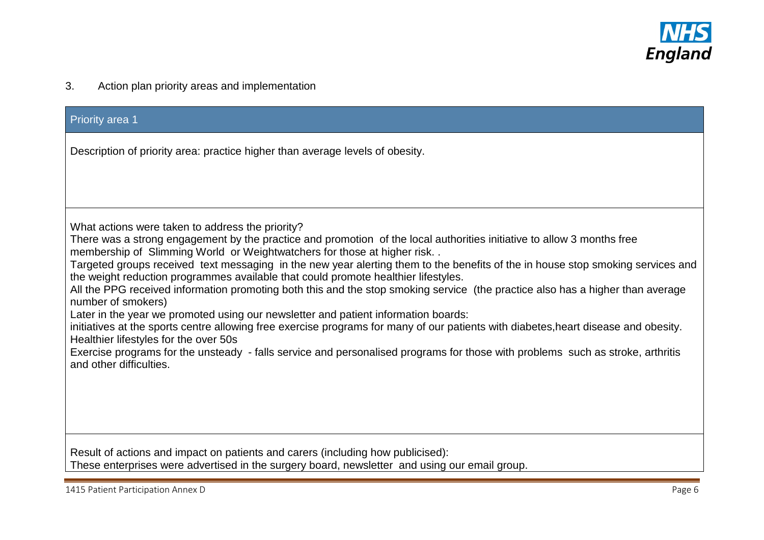3. Action plan priority areas and implementation

## Priority area 1

Description of priority area: practice higher than average levels of obesity.

What actions were taken to address the priority?

There was a strong engagement by the practice and promotion of the local authorities initiative to allow 3 months free membership of Slimming World or Weightwatchers for those at higher risk. .

Targeted groups received text messaging in the new year alerting them to the benefits of the in house stop smoking services and the weight reduction programmes available that could promote healthier lifestyles.

All the PPG received information promoting both this and the stop smoking service (the practice also has a higher than average number of smokers)

Later in the year we promoted using our newsletter and patient information boards:

initiatives at the sports centre allowing free exercise programs for many of our patients with diabetes,heart disease and obesity.

Healthier lifestyles for the over 50s

Exercise programs for the unsteady - falls service and personalised programs for those with problems such as stroke, arthritis and other difficulties.

Result of actions and impact on patients and carers (including how publicised):

These enterprises were advertised in the surgery board, newsletter and using our email group.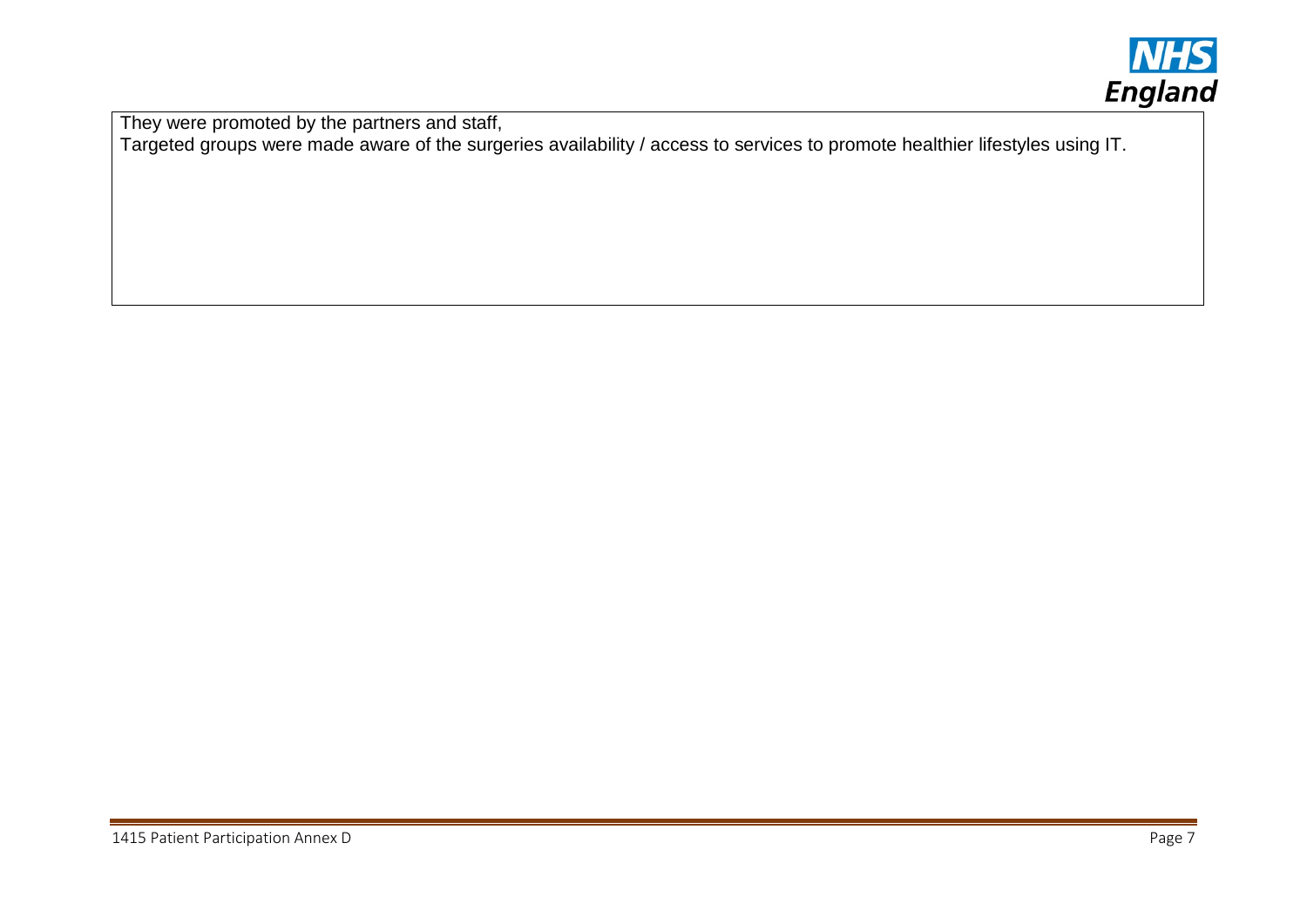They were promoted by the partners and staff,
Targeted groups were made aware of the surgeries availability / access to services to promote healthier lifestyles using IT.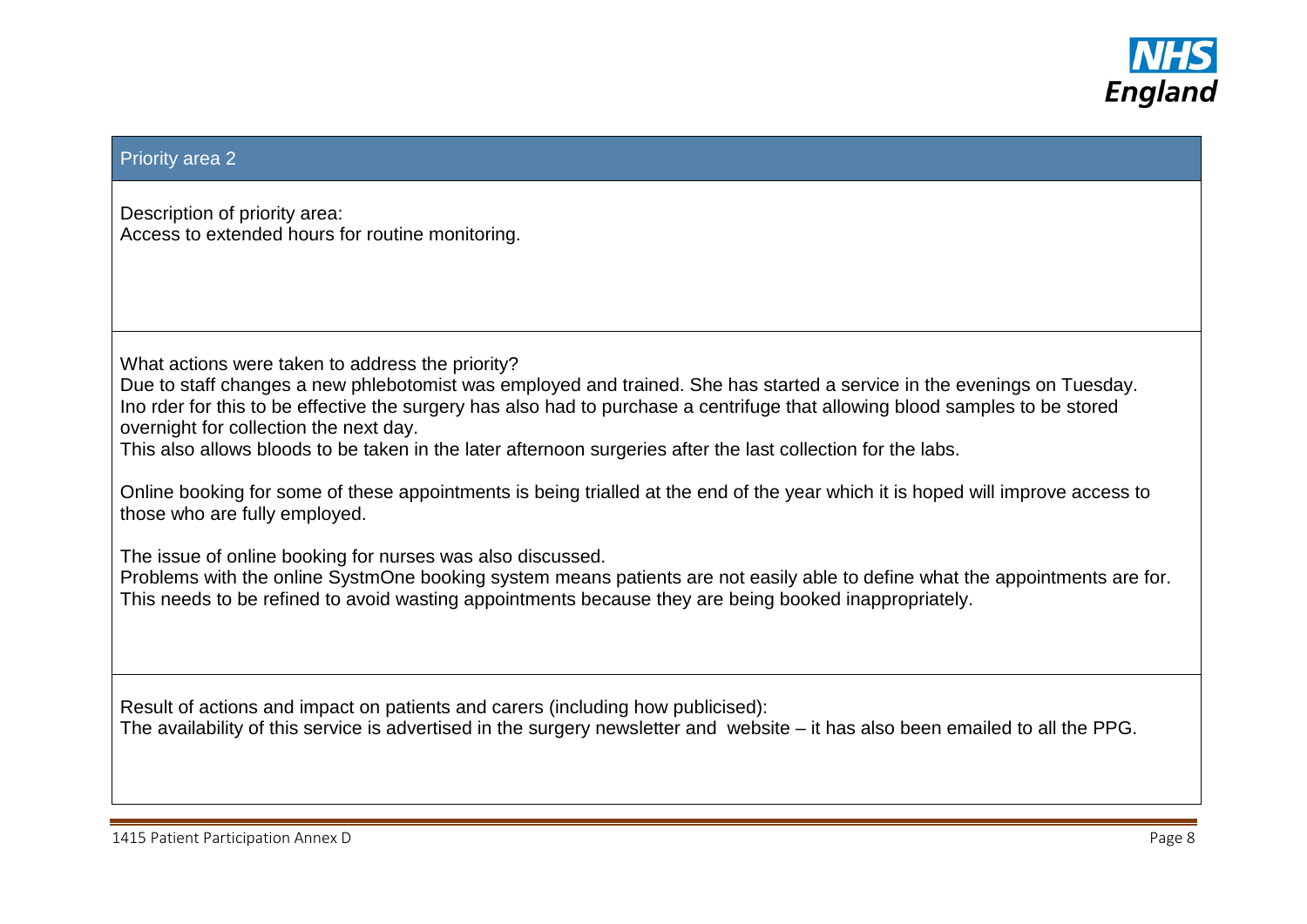## Priority area 2

Description of priority area:
Access to extended hours for routine monitoring.

What actions were taken to address the priority?
Due to staff changes a new phlebotomist was employed and trained. She has started a service in the evenings on Tuesday.
Ino rder for this to be effective the surgery has also had to purchase a centrifuge that allowing blood samples to be stored overnight for collection the next day.
This also allows bloods to be taken in the later afternoon surgeries after the last collection for the labs.

Online booking for some of these appointments is being trialled at the end of the year which it is hoped will improve access to those who are fully employed.

The issue of online booking for nurses was also discussed.
Problems with the online SystmOne booking system means patients are not easily able to define what the appointments are for. This needs to be refined to avoid wasting appointments because they are being booked inappropriately.

Result of actions and impact on patients and carers (including how publicised):
The availability of this service is advertised in the surgery newsletter and website – it has also been emailed to all the PPG.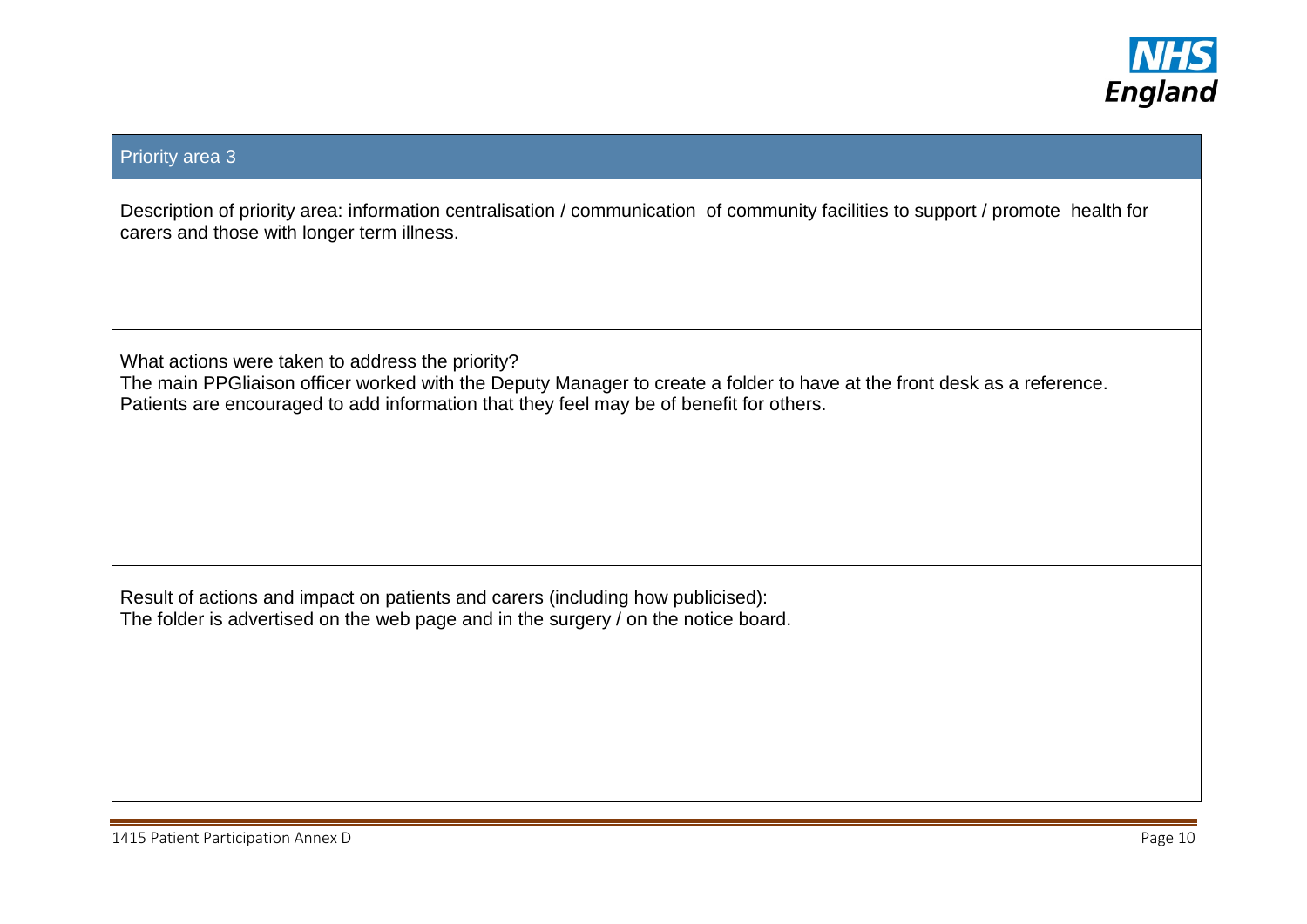## Priority area 3

Description of priority area: information centralisation / communication of community facilities to support / promote health for carers and those with longer term illness.

What actions were taken to address the priority?
The main PPGliaison officer worked with the Deputy Manager to create a folder to have at the front desk as a reference. Patients are encouraged to add information that they feel may be of benefit for others.

Result of actions and impact on patients and carers (including how publicised):
The folder is advertised on the web page and in the surgery / on the notice board.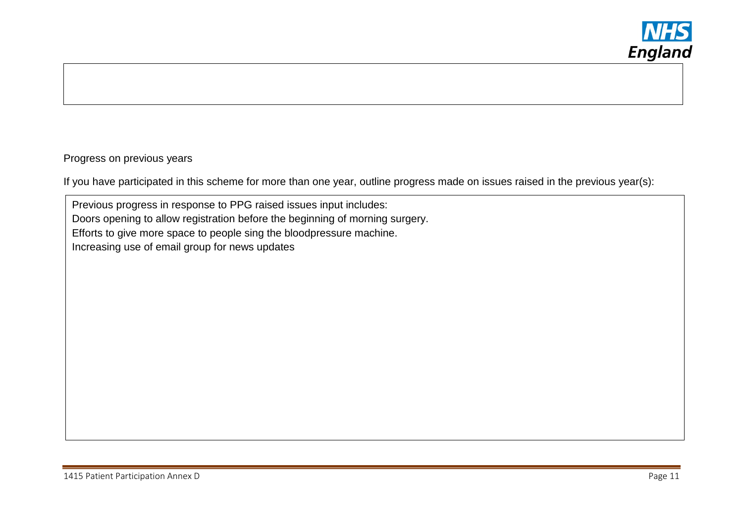Progress on previous years

If you have participated in this scheme for more than one year, outline progress made on issues raised in the previous year(s):

Previous progress in response to PPG raised issues input includes:
Doors opening to allow registration before the beginning of morning surgery.
Efforts to give more space to people sing the bloodpressure machine.
Increasing use of email group for news updates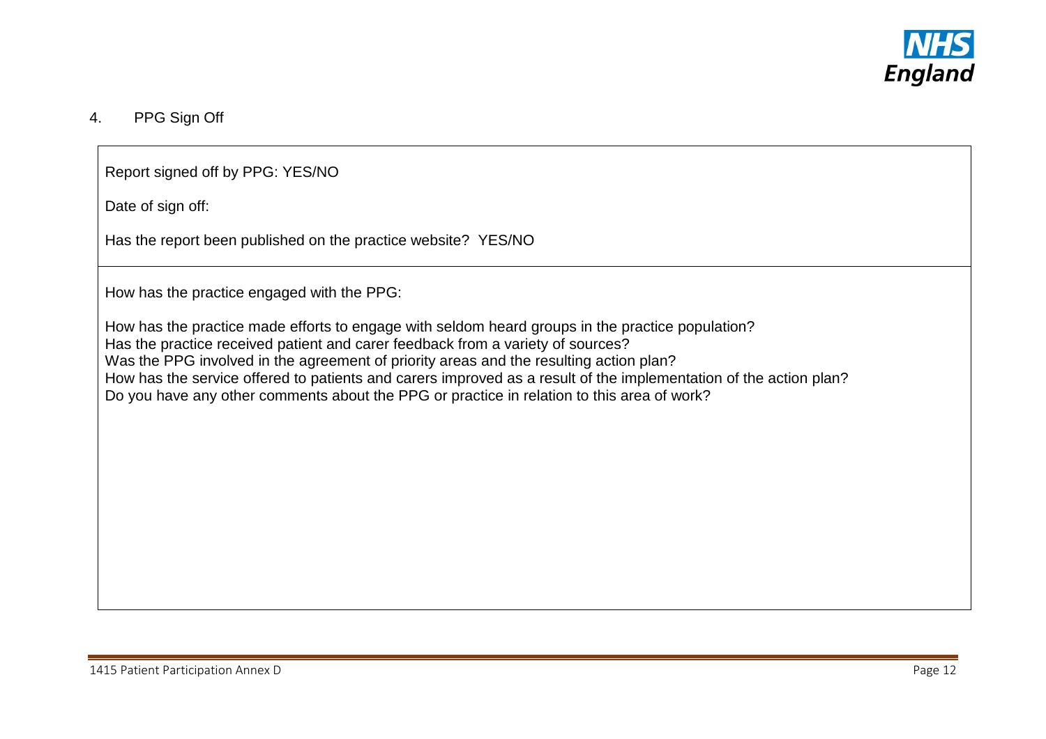## 4. PPG Sign Off

Report signed off by PPG: YES/NO

Date of sign off:

Has the report been published on the practice website? YES/NO

How has the practice engaged with the PPG:

How has the practice made efforts to engage with seldom heard groups in the practice population?
Has the practice received patient and carer feedback from a variety of sources?
Was the PPG involved in the agreement of priority areas and the resulting action plan?
How has the service offered to patients and carers improved as a result of the implementation of the action plan?
Do you have any other comments about the PPG or practice in relation to this area of work?